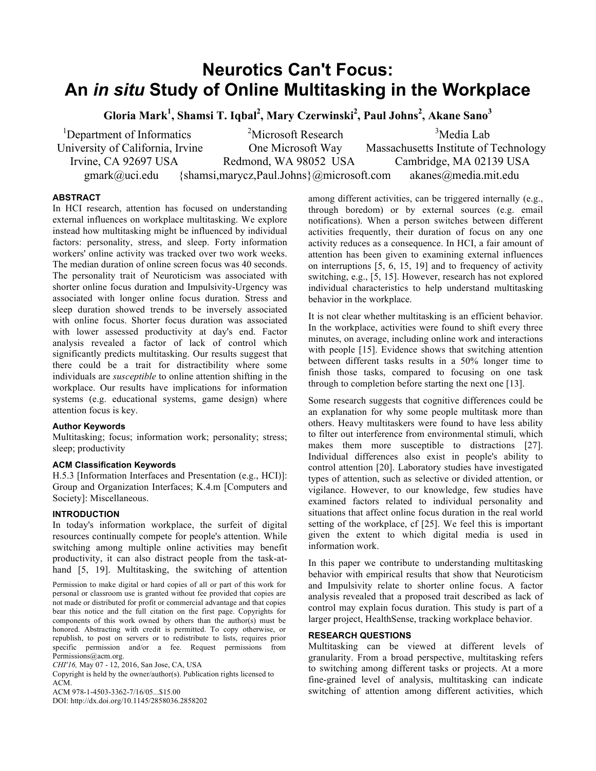# Neurotics Can't Focus: An *in situ* Study of Online Multitasking in the Workplace

**Gloria Mark[1], Shamsi T. Iqbal[2], Mary Czerwinski[2], Paul Johns[2], Akane Sano[3]**

[1]Department of Informatics
University of California, Irvine
Irvine, CA 92697 USA
gmark@uci.edu

[2]Microsoft Research
One Microsoft Way
Redmond, WA 98052 USA
{shamsi,marycz,Paul.Johns}@microsoft.com

[3]Media Lab
Massachusetts Institute of Technology
Cambridge, MA 02139 USA
akanes@media.mit.edu

## ABSTRACT

In HCI research, attention has focused on understanding external influences on workplace multitasking. We explore instead how multitasking might be influenced by individual factors: personality, stress, and sleep. Forty information workers' online activity was tracked over two work weeks. The median duration of online screen focus was 40 seconds. The personality trait of Neuroticism was associated with shorter online focus duration and Impulsivity-Urgency was associated with longer online focus duration. Stress and sleep duration showed trends to be inversely associated with online focus. Shorter focus duration was associated with lower assessed productivity at day's end. Factor analysis revealed a factor of lack of control which significantly predicts multitasking. Our results suggest that there could be a trait for distractibility where some individuals are *susceptible* to online attention shifting in the workplace. Our results have implications for information systems (e.g. educational systems, game design) where attention focus is key.

### Author Keywords

Multitasking; focus; information work; personality; stress; sleep; productivity

### ACM Classification Keywords

H.5.3 [Information Interfaces and Presentation (e.g., HCI)]: Group and Organization Interfaces; K.4.m [Computers and Society]: Miscellaneous.

## INTRODUCTION

In today's information workplace, the surfeit of digital resources continually compete for people's attention. While switching among multiple online activities may benefit productivity, it can also distract people from the task-at-hand [5, 19]. Multitasking, the switching of attention among different activities, can be triggered internally (e.g., through boredom) or by external sources (e.g. email notifications). When a person switches between different activities frequently, their duration of focus on any one activity reduces as a consequence. In HCI, a fair amount of attention has been given to examining external influences on interruptions [5, 6, 15, 19] and to frequency of activity switching, e.g., [5, 15]. However, research has not explored individual characteristics to help understand multitasking behavior in the workplace.

Permission to make digital or hard copies of all or part of this work for personal or classroom use is granted without fee provided that copies are not made or distributed for profit or commercial advantage and that copies bear this notice and the full citation on the first page. Copyrights for components of this work owned by others than the author(s) must be honored. Abstracting with credit is permitted. To copy otherwise, or republish, to post on servers or to redistribute to lists, requires prior specific permission and/or a fee. Request permissions from Permissions@acm.org.
*CHI'16,* May 07 - 12, 2016, San Jose, CA, USA
Copyright is held by the owner/author(s). Publication rights licensed to ACM.
ACM 978-1-4503-3362-7/16/05...$15.00
DOI: http://dx.doi.org/10.1145/2858036.2858202

It is not clear whether multitasking is an efficient behavior. In the workplace, activities were found to shift every three minutes, on average, including online work and interactions with people [15]. Evidence shows that switching attention between different tasks results in a 50% longer time to finish those tasks, compared to focusing on one task through to completion before starting the next one [13].

Some research suggests that cognitive differences could be an explanation for why some people multitask more than others. Heavy multitaskers were found to have less ability to filter out interference from environmental stimuli, which makes them more susceptible to distractions [27]. Individual differences also exist in people's ability to control attention [20]. Laboratory studies have investigated types of attention, such as selective or divided attention, or vigilance. However, to our knowledge, few studies have examined factors related to individual personality and situations that affect online focus duration in the real world setting of the workplace, cf [25]. We feel this is important given the extent to which digital media is used in information work.

In this paper we contribute to understanding multitasking behavior with empirical results that show that Neuroticism and Impulsivity relate to shorter online focus. A factor analysis revealed that a proposed trait described as lack of control may explain focus duration. This study is part of a larger project, HealthSense, tracking workplace behavior.

## RESEARCH QUESTIONS

Multitasking can be viewed at different levels of granularity. From a broad perspective, multitasking refers to switching among different tasks or projects. At a more fine-grained level of analysis, multitasking can indicate switching of attention among different activities, which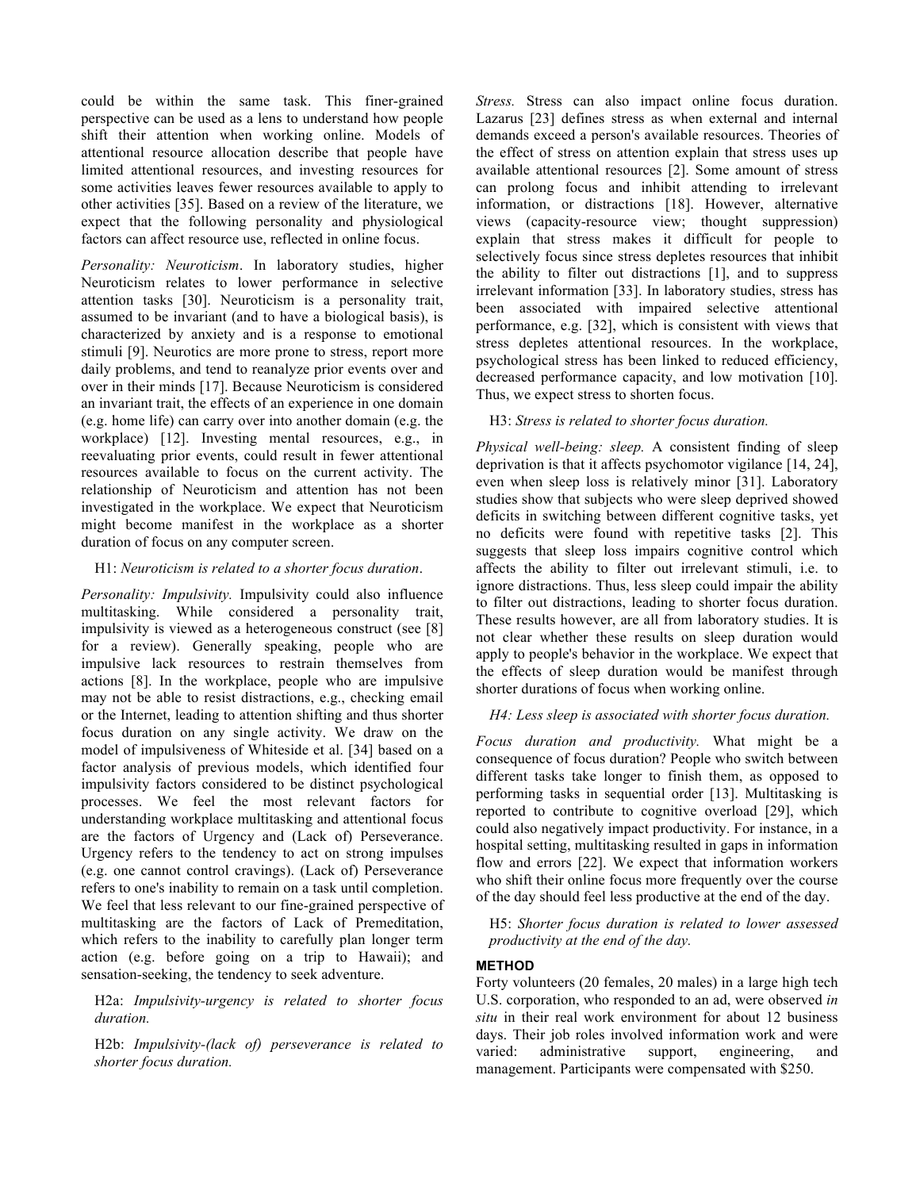could be within the same task. This finer-grained perspective can be used as a lens to understand how people shift their attention when working online. Models of attentional resource allocation describe that people have limited attentional resources, and investing resources for some activities leaves fewer resources available to apply to other activities [35]. Based on a review of the literature, we expect that the following personality and physiological factors can affect resource use, reflected in online focus.

*Personality: Neuroticism*. In laboratory studies, higher Neuroticism relates to lower performance in selective attention tasks [30]. Neuroticism is a personality trait, assumed to be invariant (and to have a biological basis), is characterized by anxiety and is a response to emotional stimuli [9]. Neurotics are more prone to stress, report more daily problems, and tend to reanalyze prior events over and over in their minds [17]. Because Neuroticism is considered an invariant trait, the effects of an experience in one domain (e.g. home life) can carry over into another domain (e.g. the workplace) [12]. Investing mental resources, e.g., in reevaluating prior events, could result in fewer attentional resources available to focus on the current activity. The relationship of Neuroticism and attention has not been investigated in the workplace. We expect that Neuroticism might become manifest in the workplace as a shorter duration of focus on any computer screen.

H1: *Neuroticism is related to a shorter focus duration*.

*Personality: Impulsivity.* Impulsivity could also influence multitasking. While considered a personality trait, impulsivity is viewed as a heterogeneous construct (see [8] for a review). Generally speaking, people who are impulsive lack resources to restrain themselves from actions [8]. In the workplace, people who are impulsive may not be able to resist distractions, e.g., checking email or the Internet, leading to attention shifting and thus shorter focus duration on any single activity. We draw on the model of impulsiveness of Whiteside et al. [34] based on a factor analysis of previous models, which identified four impulsivity factors considered to be distinct psychological processes. We feel the most relevant factors for understanding workplace multitasking and attentional focus are the factors of Urgency and (Lack of) Perseverance. Urgency refers to the tendency to act on strong impulses (e.g. one cannot control cravings). (Lack of) Perseverance refers to one's inability to remain on a task until completion. We feel that less relevant to our fine-grained perspective of multitasking are the factors of Lack of Premeditation, which refers to the inability to carefully plan longer term action (e.g. before going on a trip to Hawaii); and sensation-seeking, the tendency to seek adventure.

H2a: *Impulsivity-urgency is related to shorter focus duration.*

H2b: *Impulsivity-(lack of) perseverance is related to shorter focus duration.*

*Stress.* Stress can also impact online focus duration. Lazarus [23] defines stress as when external and internal demands exceed a person's available resources. Theories of the effect of stress on attention explain that stress uses up available attentional resources [2]. Some amount of stress can prolong focus and inhibit attending to irrelevant information, or distractions [18]. However, alternative views (capacity-resource view; thought suppression) explain that stress makes it difficult for people to selectively focus since stress depletes resources that inhibit the ability to filter out distractions [1], and to suppress irrelevant information [33]. In laboratory studies, stress has been associated with impaired selective attentional performance, e.g. [32], which is consistent with views that stress depletes attentional resources. In the workplace, psychological stress has been linked to reduced efficiency, decreased performance capacity, and low motivation [10]. Thus, we expect stress to shorten focus.

H3: *Stress is related to shorter focus duration.*

*Physical well-being: sleep.* A consistent finding of sleep deprivation is that it affects psychomotor vigilance [14, 24], even when sleep loss is relatively minor [31]. Laboratory studies show that subjects who were sleep deprived showed deficits in switching between different cognitive tasks, yet no deficits were found with repetitive tasks [2]. This suggests that sleep loss impairs cognitive control which affects the ability to filter out irrelevant stimuli, i.e. to ignore distractions. Thus, less sleep could impair the ability to filter out distractions, leading to shorter focus duration. These results however, are all from laboratory studies. It is not clear whether these results on sleep duration would apply to people's behavior in the workplace. We expect that the effects of sleep duration would be manifest through shorter durations of focus when working online.

*H4: Less sleep is associated with shorter focus duration.*

*Focus duration and productivity.* What might be a consequence of focus duration? People who switch between different tasks take longer to finish them, as opposed to performing tasks in sequential order [13]. Multitasking is reported to contribute to cognitive overload [29], which could also negatively impact productivity. For instance, in a hospital setting, multitasking resulted in gaps in information flow and errors [22]. We expect that information workers who shift their online focus more frequently over the course of the day should feel less productive at the end of the day.

H5: *Shorter focus duration is related to lower assessed productivity at the end of the day.*

## METHOD

Forty volunteers (20 females, 20 males) in a large high tech U.S. corporation, who responded to an ad, were observed *in situ* in their real work environment for about 12 business days. Their job roles involved information work and were varied: administrative support, engineering, and management. Participants were compensated with $250.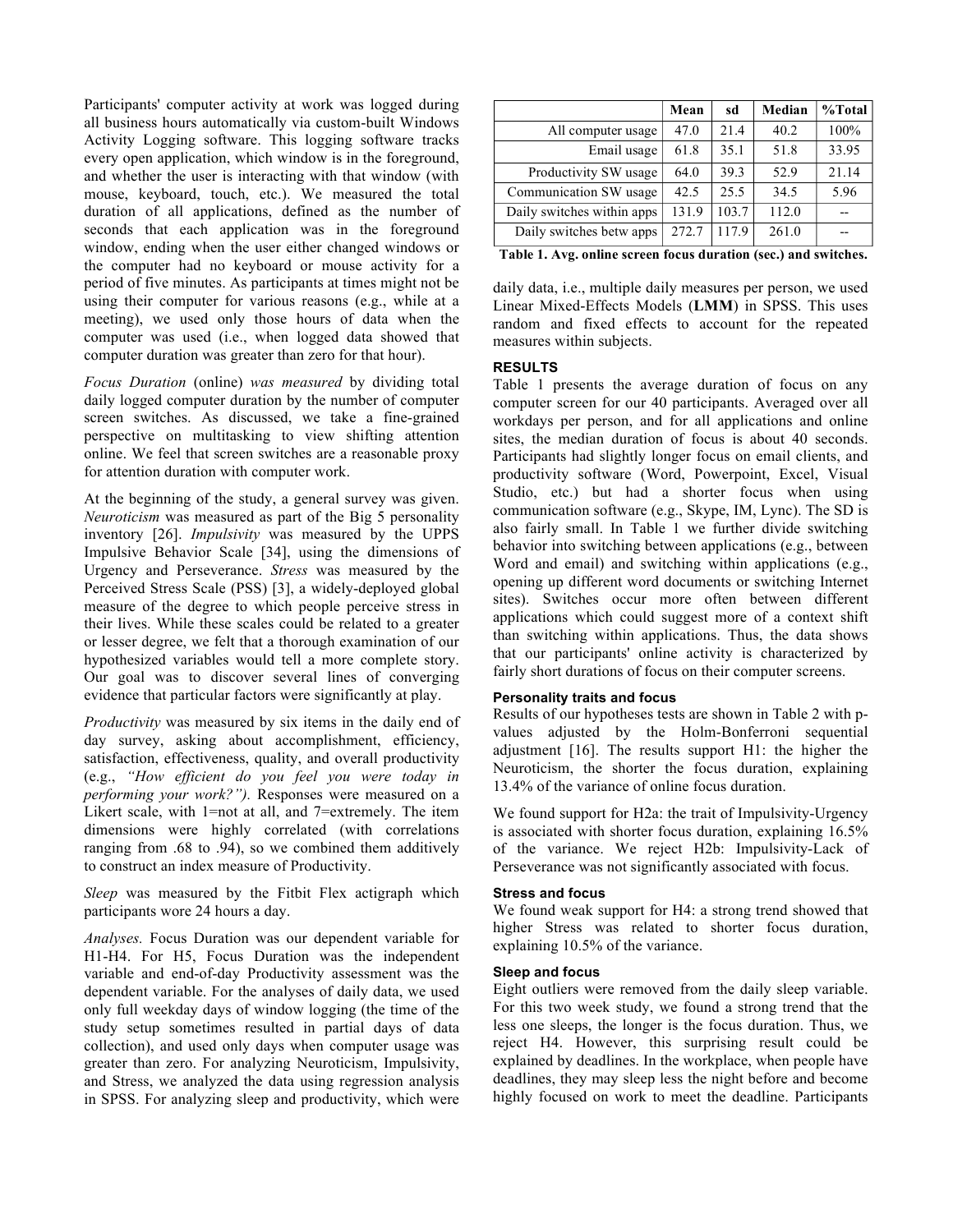Participants' computer activity at work was logged during all business hours automatically via custom-built Windows Activity Logging software. This logging software tracks every open application, which window is in the foreground, and whether the user is interacting with that window (with mouse, keyboard, touch, etc.). We measured the total duration of all applications, defined as the number of seconds that each application was in the foreground window, ending when the user either changed windows or the computer had no keyboard or mouse activity for a period of five minutes. As participants at times might not be using their computer for various reasons (e.g., while at a meeting), we used only those hours of data when the computer was used (i.e., when logged data showed that computer duration was greater than zero for that hour).

*Focus Duration* (online) *was measured* by dividing total daily logged computer duration by the number of computer screen switches. As discussed, we take a fine-grained perspective on multitasking to view shifting attention online. We feel that screen switches are a reasonable proxy for attention duration with computer work.

At the beginning of the study, a general survey was given. *Neuroticism* was measured as part of the Big 5 personality inventory [26]. *Impulsivity* was measured by the UPPS Impulsive Behavior Scale [34], using the dimensions of Urgency and Perseverance. *Stress* was measured by the Perceived Stress Scale (PSS) [3], a widely-deployed global measure of the degree to which people perceive stress in their lives. While these scales could be related to a greater or lesser degree, we felt that a thorough examination of our hypothesized variables would tell a more complete story. Our goal was to discover several lines of converging evidence that particular factors were significantly at play.

*Productivity* was measured by six items in the daily end of day survey, asking about accomplishment, efficiency, satisfaction, effectiveness, quality, and overall productivity (e.g., *"How efficient do you feel you were today in performing your work?").* Responses were measured on a Likert scale, with 1=not at all, and 7=extremely. The item dimensions were highly correlated (with correlations ranging from .68 to .94), so we combined them additively to construct an index measure of Productivity.

*Sleep* was measured by the Fitbit Flex actigraph which participants wore 24 hours a day.

*Analyses.* Focus Duration was our dependent variable for H1-H4. For H5, Focus Duration was the independent variable and end-of-day Productivity assessment was the dependent variable. For the analyses of daily data, we used only full weekday days of window logging (the time of the study setup sometimes resulted in partial days of data collection), and used only days when computer usage was greater than zero. For analyzing Neuroticism, Impulsivity, and Stress, we analyzed the data using regression analysis in SPSS. For analyzing sleep and productivity, which were daily data, i.e., multiple daily measures per person, we used Linear Mixed-Effects Models (**LMM**) in SPSS. This uses random and fixed effects to account for the repeated measures within subjects.

|  | Mean | sd | Median | %Total |
|---|---|---|---|---|
| All computer usage | 47.0 | 21.4 | 40.2 | 100% |
| Email usage | 61.8 | 35.1 | 51.8 | 33.95 |
| Productivity SW usage | 64.0 | 39.3 | 52.9 | 21.14 |
| Communication SW usage | 42.5 | 25.5 | 34.5 | 5.96 |
| Daily switches within apps | 131.9 | 103.7 | 112.0 | -- |
| Daily switches betw apps | 272.7 | 117.9 | 261.0 | -- |

**Table 1. Avg. online screen focus duration (sec.) and switches.**

## RESULTS

Table 1 presents the average duration of focus on any computer screen for our 40 participants. Averaged over all workdays per person, and for all applications and online sites, the median duration of focus is about 40 seconds. Participants had slightly longer focus on email clients, and productivity software (Word, Powerpoint, Excel, Visual Studio, etc.) but had a shorter focus when using communication software (e.g., Skype, IM, Lync). The SD is also fairly small. In Table 1 we further divide switching behavior into switching between applications (e.g., between Word and email) and switching within applications (e.g., opening up different word documents or switching Internet sites). Switches occur more often between different applications which could suggest more of a context shift than switching within applications. Thus, the data shows that our participants' online activity is characterized by fairly short durations of focus on their computer screens.

### Personality traits and focus

Results of our hypotheses tests are shown in Table 2 with p-values adjusted by the Holm-Bonferroni sequential adjustment [16]. The results support H1: the higher the Neuroticism, the shorter the focus duration, explaining 13.4% of the variance of online focus duration.

We found support for H2a: the trait of Impulsivity-Urgency is associated with shorter focus duration, explaining 16.5% of the variance. We reject H2b: Impulsivity-Lack of Perseverance was not significantly associated with focus.

### Stress and focus

We found weak support for H4: a strong trend showed that higher Stress was related to shorter focus duration, explaining 10.5% of the variance.

### Sleep and focus

Eight outliers were removed from the daily sleep variable. For this two week study, we found a strong trend that the less one sleeps, the longer is the focus duration. Thus, we reject H4. However, this surprising result could be explained by deadlines. In the workplace, when people have deadlines, they may sleep less the night before and become highly focused on work to meet the deadline. Participants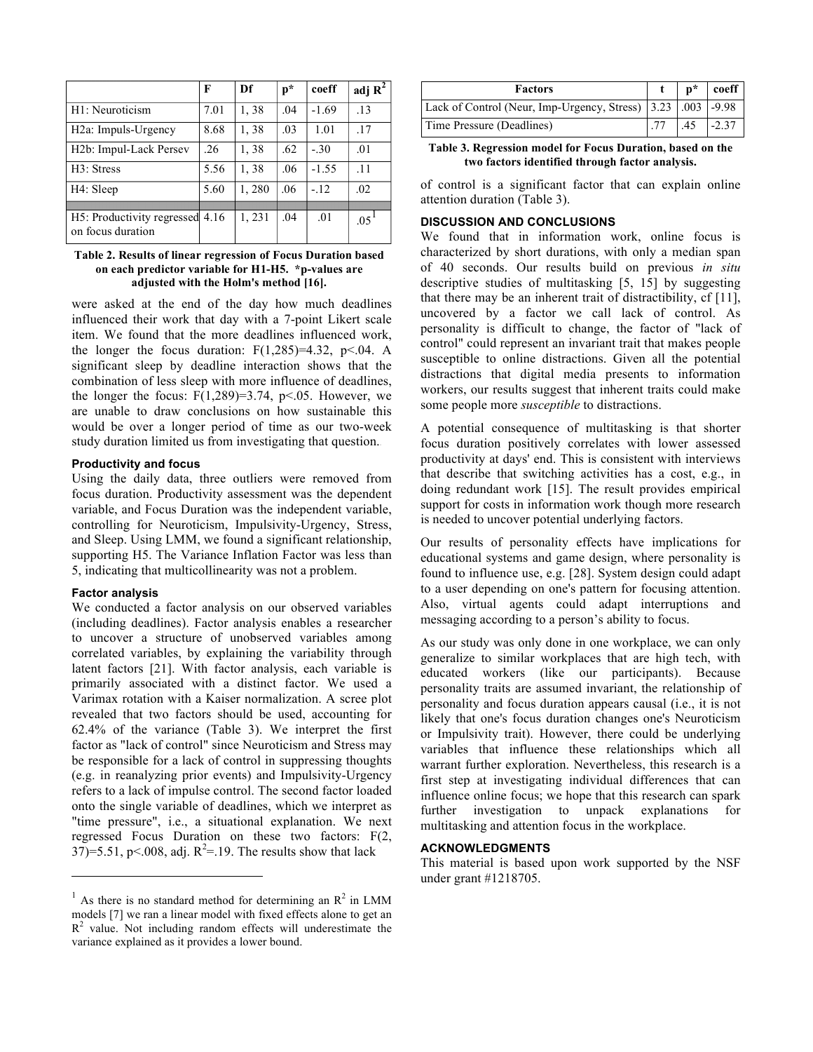| | F | Df | p* | coeff | adj $R^2$ |
|---|---|---|---|---|---|
| H1: Neuroticism | 7.01 | 1, 38 | .04 | -1.69 | .13 |
| H2a: Impuls-Urgency | 8.68 | 1, 38 | .03 | 1.01 | .17 |
| H2b: Impul-Lack Persev | .26 | 1, 38 | .62 | -.30 | .01 |
| H3: Stress | 5.56 | 1, 38 | .06 | -1.55 | .11 |
| H4: Sleep | 5.60 | 1, 280 | .06 | -.12 | .02 |
| | | | | | |
| H5: Productivity regressed on focus duration | 4.16 | 1, 231 | .04 | .01 | .05[1] |

**Table 2. Results of linear regression of Focus Duration based on each predictor variable for H1-H5. *p-values are adjusted with the Holm's method [16].**

were asked at the end of the day how much deadlines influenced their work that day with a 7-point Likert scale item. We found that the more deadlines influenced work, the longer the focus duration: $F(1,285)=4.32$, $p<.04$. A significant sleep by deadline interaction shows that the combination of less sleep with more influence of deadlines, the longer the focus: $F(1,289)=3.74$, $p<.05$. However, we are unable to draw conclusions on how sustainable this would be over a longer period of time as our two-week study duration limited us from investigating that question.

### Productivity and focus

Using the daily data, three outliers were removed from focus duration. Productivity assessment was the dependent variable, and Focus Duration was the independent variable, controlling for Neuroticism, Impulsivity-Urgency, Stress, and Sleep. Using LMM, we found a significant relationship, supporting H5. The Variance Inflation Factor was less than 5, indicating that multicollinearity was not a problem.

### Factor analysis

We conducted a factor analysis on our observed variables (including deadlines). Factor analysis enables a researcher to uncover a structure of unobserved variables among correlated variables, by explaining the variability through latent factors [21]. With factor analysis, each variable is primarily associated with a distinct factor. We used a Varimax rotation with a Kaiser normalization. A scree plot revealed that two factors should be used, accounting for 62.4% of the variance (Table 3). We interpret the first factor as "lack of control" since Neuroticism and Stress may be responsible for a lack of control in suppressing thoughts (e.g. in reanalyzing prior events) and Impulsivity-Urgency refers to a lack of impulse control. The second factor loaded onto the single variable of deadlines, which we interpret as "time pressure", i.e., a situational explanation. We next regressed Focus Duration on these two factors: $F(2, 37)=5.51$, $p<.008$, adj. $R^2=.19$. The results show that lack of control is a significant factor that can explain online attention duration (Table 3).

[1] As there is no standard method for determining an $R^2$ in LMM models [7] we ran a linear model with fixed effects alone to get an $R^2$ value. Not including random effects will underestimate the variance explained as it provides a lower bound.

| Factors | t | p* | coeff |
|---|---|---|---|
| Lack of Control (Neur, Imp-Urgency, Stress) | 3.23 | .003 | -9.98 |
| Time Pressure (Deadlines) | .77 | .45 | -2.37 |

**Table 3. Regression model for Focus Duration, based on the two factors identified through factor analysis.**

## DISCUSSION AND CONCLUSIONS

We found that in information work, online focus is characterized by short durations, with only a median span of 40 seconds. Our results build on previous *in situ* descriptive studies of multitasking [5, 15] by suggesting that there may be an inherent trait of distractibility, cf [11], uncovered by a factor we call lack of control. As personality is difficult to change, the factor of "lack of control" could represent an invariant trait that makes people susceptible to online distractions. Given all the potential distractions that digital media presents to information workers, our results suggest that inherent traits could make some people more *susceptible* to distractions.

A potential consequence of multitasking is that shorter focus duration positively correlates with lower assessed productivity at days' end. This is consistent with interviews that describe that switching activities has a cost, e.g., in doing redundant work [15]. The result provides empirical support for costs in information work though more research is needed to uncover potential underlying factors.

Our results of personality effects have implications for educational systems and game design, where personality is found to influence use, e.g. [28]. System design could adapt to a user depending on one's pattern for focusing attention. Also, virtual agents could adapt interruptions and messaging according to a person's ability to focus.

As our study was only done in one workplace, we can only generalize to similar workplaces that are high tech, with educated workers (like our participants). Because personality traits are assumed invariant, the relationship of personality and focus duration appears causal (i.e., it is not likely that one's focus duration changes one's Neuroticism or Impulsivity trait). However, there could be underlying variables that influence these relationships which all warrant further exploration. Nevertheless, this research is a first step at investigating individual differences that can influence online focus; we hope that this research can spark further investigation to unpack explanations for multitasking and attention focus in the workplace.

## ACKNOWLEDGMENTS

This material is based upon work supported by the NSF under grant #1218705.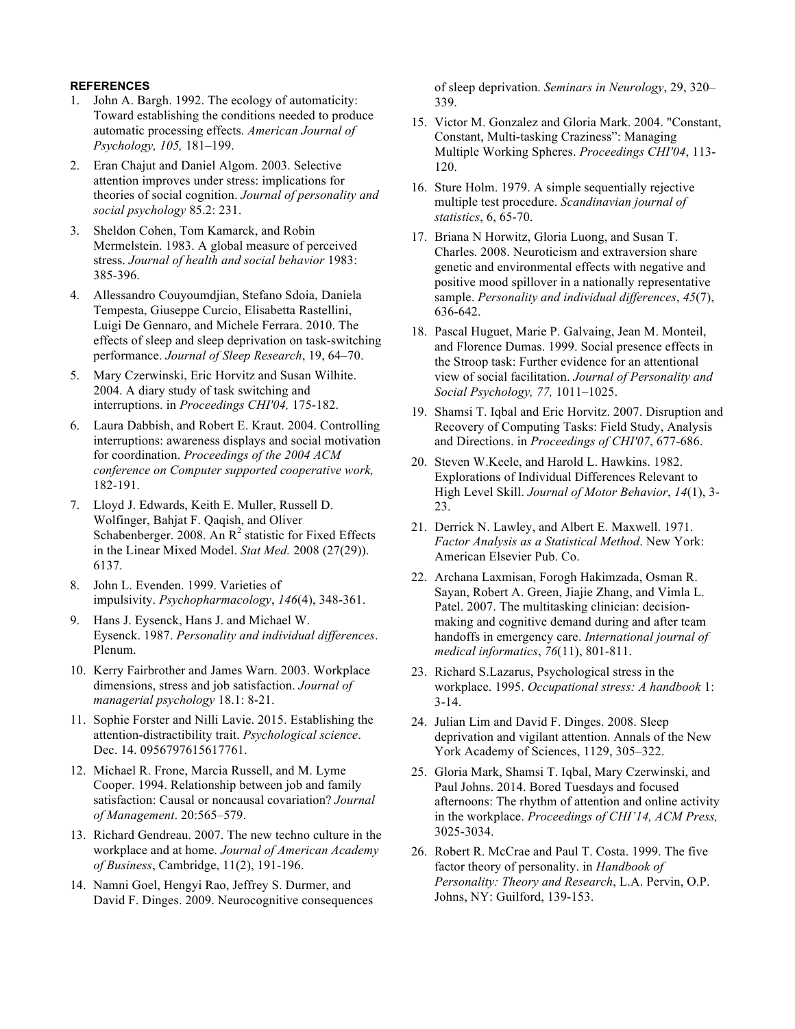#### REFERENCES

1. John A. Bargh. 1992. The ecology of automaticity: Toward establishing the conditions needed to produce automatic processing effects. *American Journal of Psychology, 105,* 181–199.
2. Eran Chajut and Daniel Algom. 2003. Selective attention improves under stress: implications for theories of social cognition. *Journal of personality and social psychology* 85.2: 231.
3. Sheldon Cohen, Tom Kamarck, and Robin Mermelstein. 1983. A global measure of perceived stress. *Journal of health and social behavior* 1983: 385-396.
4. Allessandro Couyoumdjian, Stefano Sdoia, Daniela Tempesta, Giuseppe Curcio, Elisabetta Rastellini, Luigi De Gennaro, and Michele Ferrara. 2010. The effects of sleep and sleep deprivation on task-switching performance. *Journal of Sleep Research*, 19, 64–70.
5. Mary Czerwinski, Eric Horvitz and Susan Wilhite. 2004. A diary study of task switching and interruptions. in *Proceedings CHI'04,* 175-182.
6. Laura Dabbish, and Robert E. Kraut. 2004. Controlling interruptions: awareness displays and social motivation for coordination. *Proceedings of the 2004 ACM conference on Computer supported cooperative work,* 182-191.
7. Lloyd J. Edwards, Keith E. Muller, Russell D. Wolfinger, Bahjat F. Qaqish, and Oliver Schabenberger. 2008. An $R^2$ statistic for Fixed Effects in the Linear Mixed Model. *Stat Med.* 2008 (27(29)). 6137.
8. John L. Evenden. 1999. Varieties of impulsivity. *Psychopharmacology*, *146*(4), 348-361.
9. Hans J. Eysenck, Hans J. and Michael W. Eysenck. 1987. *Personality and individual differences*. Plenum.
10. Kerry Fairbrother and James Warn. 2003. Workplace dimensions, stress and job satisfaction. *Journal of managerial psychology* 18.1: 8-21.
11. Sophie Forster and Nilli Lavie. 2015. Establishing the attention-distractibility trait. *Psychological science*. Dec. 14. 0956797615617761.
12. Michael R. Frone, Marcia Russell, and M. Lyme Cooper. 1994. Relationship between job and family satisfaction: Causal or noncausal covariation? *Journal of Management*. 20:565–579.
13. Richard Gendreau. 2007. The new techno culture in the workplace and at home. *Journal of American Academy of Business*, Cambridge, 11(2), 191-196.
14. Namni Goel, Hengyi Rao, Jeffrey S. Durmer, and David F. Dinges. 2009. Neurocognitive consequences of sleep deprivation. *Seminars in Neurology*, 29, 320–339.
15. Victor M. Gonzalez and Gloria Mark. 2004. "Constant, Constant, Multi-tasking Craziness": Managing Multiple Working Spheres. *Proceedings CHI'04*, 113-120.
16. Sture Holm. 1979. A simple sequentially rejective multiple test procedure. *Scandinavian journal of statistics*, 6, 65-70.
17. Briana N Horwitz, Gloria Luong, and Susan T. Charles. 2008. Neuroticism and extraversion share genetic and environmental effects with negative and positive mood spillover in a nationally representative sample. *Personality and individual differences*, *45*(7), 636-642.
18. Pascal Huguet, Marie P. Galvaing, Jean M. Monteil, and Florence Dumas. 1999. Social presence effects in the Stroop task: Further evidence for an attentional view of social facilitation. *Journal of Personality and Social Psychology, 77,* 1011–1025.
19. Shamsi T. Iqbal and Eric Horvitz. 2007. Disruption and Recovery of Computing Tasks: Field Study, Analysis and Directions. in *Proceedings of CHI'07*, 677-686.
20. Steven W.Keele, and Harold L. Hawkins. 1982. Explorations of Individual Differences Relevant to High Level Skill. *Journal of Motor Behavior*, *14*(1), 3-23.
21. Derrick N. Lawley, and Albert E. Maxwell. 1971. *Factor Analysis as a Statistical Method*. New York: American Elsevier Pub. Co.
22. Archana Laxmisan, Forogh Hakimzada, Osman R. Sayan, Robert A. Green, Jiajie Zhang, and Vimla L. Patel. 2007. The multitasking clinician: decision-making and cognitive demand during and after team handoffs in emergency care. *International journal of medical informatics*, *76*(11), 801-811.
23. Richard S.Lazarus, Psychological stress in the workplace. 1995. *Occupational stress: A handbook* 1: 3-14.
24. Julian Lim and David F. Dinges. 2008. Sleep deprivation and vigilant attention. Annals of the New York Academy of Sciences, 1129, 305–322.
25. Gloria Mark, Shamsi T. Iqbal, Mary Czerwinski, and Paul Johns. 2014. Bored Tuesdays and focused afternoons: The rhythm of attention and online activity in the workplace. *Proceedings of CHI'14, ACM Press,* 3025-3034.
26. Robert R. McCrae and Paul T. Costa. 1999. The five factor theory of personality. in *Handbook of Personality: Theory and Research*, L.A. Pervin, O.P. Johns, NY: Guilford, 139-153.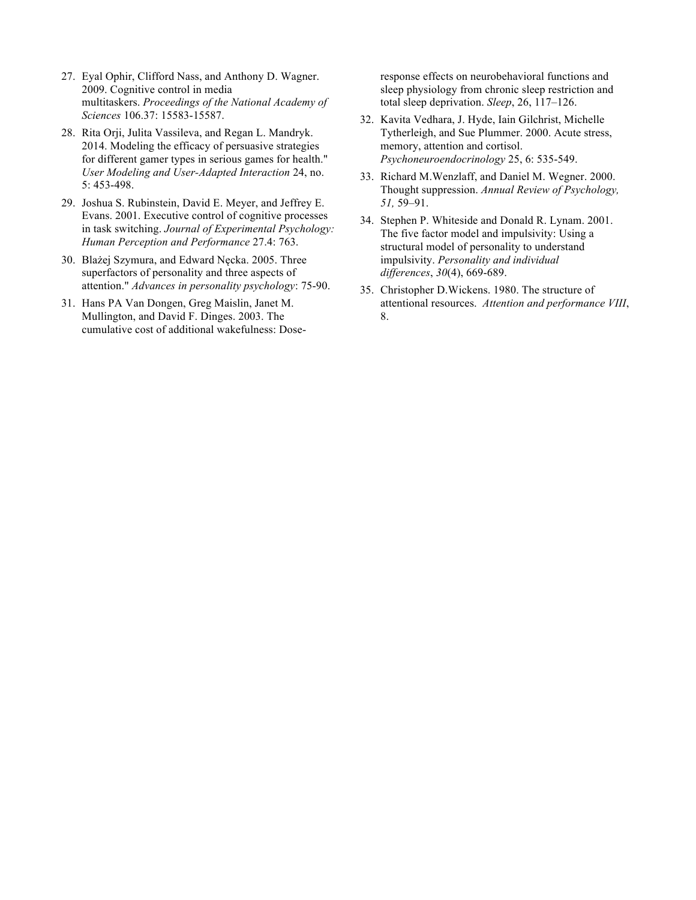27. Eyal Ophir, Clifford Nass, and Anthony D. Wagner. 2009. Cognitive control in media multitaskers. *Proceedings of the National Academy of Sciences* 106.37: 15583-15587.
28. Rita Orji, Julita Vassileva, and Regan L. Mandryk. 2014. Modeling the efficacy of persuasive strategies for different gamer types in serious games for health." *User Modeling and User-Adapted Interaction* 24, no. 5: 453-498.
29. Joshua S. Rubinstein, David E. Meyer, and Jeffrey E. Evans. 2001. Executive control of cognitive processes in task switching. *Journal of Experimental Psychology: Human Perception and Performance* 27.4: 763.
30. Błażej Szymura, and Edward Nęcka. 2005. Three superfactors of personality and three aspects of attention." *Advances in personality psychology*: 75-90.
31. Hans PA Van Dongen, Greg Maislin, Janet M. Mullington, and David F. Dinges. 2003. The cumulative cost of additional wakefulness: Dose-response effects on neurobehavioral functions and sleep physiology from chronic sleep restriction and total sleep deprivation. *Sleep*, 26, 117–126.
32. Kavita Vedhara, J. Hyde, Iain Gilchrist, Michelle Tytherleigh, and Sue Plummer. 2000. Acute stress, memory, attention and cortisol. *Psychoneuroendocrinology* 25, 6: 535-549.
33. Richard M.Wenzlaff, and Daniel M. Wegner. 2000. Thought suppression. *Annual Review of Psychology, 51,* 59–91.
34. Stephen P. Whiteside and Donald R. Lynam. 2001. The five factor model and impulsivity: Using a structural model of personality to understand impulsivity. *Personality and individual differences*, *30*(4), 669-689.
35. Christopher D.Wickens. 1980. The structure of attentional resources. *Attention and performance VIII*, 8.